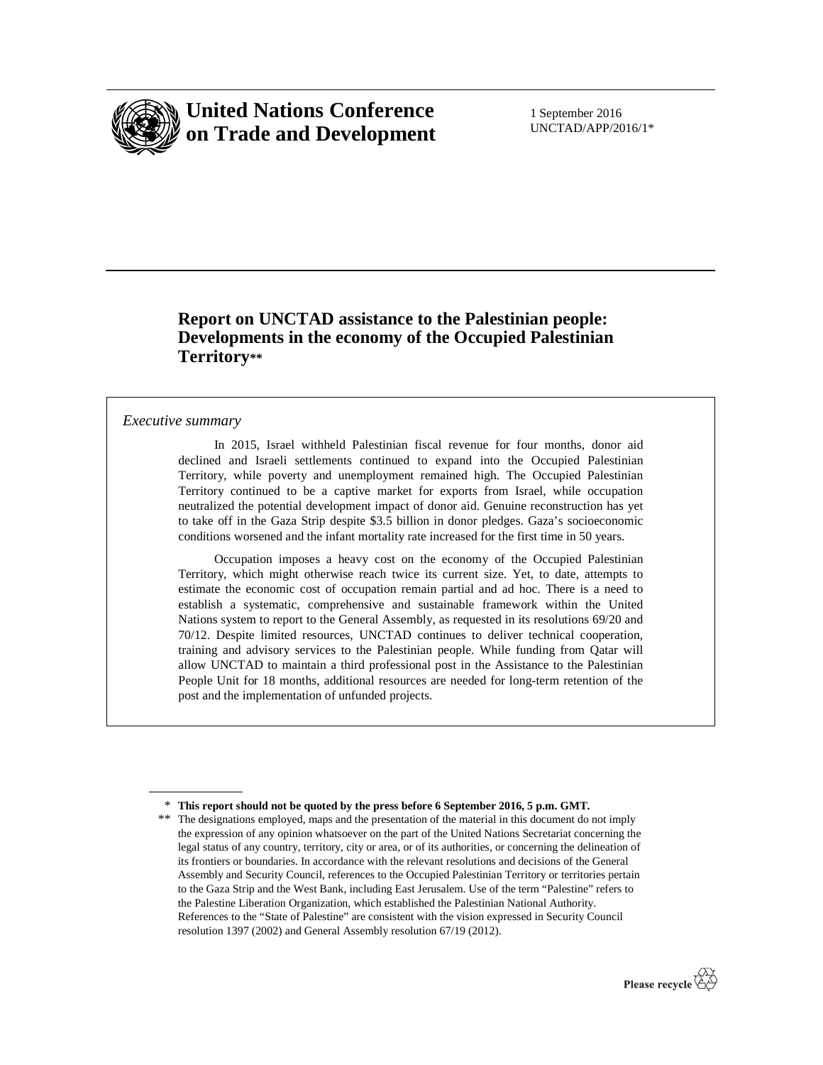# United Nations Conference on Trade and Development

1 September 2016
UNCTAD/APP/2016/1*

## Report on UNCTAD assistance to the Palestinian people: Developments in the economy of the Occupied Palestinian Territory**

*Executive summary*

In 2015, Israel withheld Palestinian fiscal revenue for four months, donor aid declined and Israeli settlements continued to expand into the Occupied Palestinian Territory, while poverty and unemployment remained high. The Occupied Palestinian Territory continued to be a captive market for exports from Israel, while occupation neutralized the potential development impact of donor aid. Genuine reconstruction has yet to take off in the Gaza Strip despite $3.5 billion in donor pledges. Gaza's socioeconomic conditions worsened and the infant mortality rate increased for the first time in 50 years.

Occupation imposes a heavy cost on the economy of the Occupied Palestinian Territory, which might otherwise reach twice its current size. Yet, to date, attempts to estimate the economic cost of occupation remain partial and ad hoc. There is a need to establish a systematic, comprehensive and sustainable framework within the United Nations system to report to the General Assembly, as requested in its resolutions 69/20 and 70/12. Despite limited resources, UNCTAD continues to deliver technical cooperation, training and advisory services to the Palestinian people. While funding from Qatar will allow UNCTAD to maintain a third professional post in the Assistance to the Palestinian People Unit for 18 months, additional resources are needed for long-term retention of the post and the implementation of unfunded projects.

---

\* **This report should not be quoted by the press before 6 September 2016, 5 p.m. GMT.**

\*\* The designations employed, maps and the presentation of the material in this document do not imply the expression of any opinion whatsoever on the part of the United Nations Secretariat concerning the legal status of any country, territory, city or area, or of its authorities, or concerning the delineation of its frontiers or boundaries. In accordance with the relevant resolutions and decisions of the General Assembly and Security Council, references to the Occupied Palestinian Territory or territories pertain to the Gaza Strip and the West Bank, including East Jerusalem. Use of the term "Palestine" refers to the Palestine Liberation Organization, which established the Palestinian National Authority. References to the "State of Palestine" are consistent with the vision expressed in Security Council resolution 1397 (2002) and General Assembly resolution 67/19 (2012).

Please recycle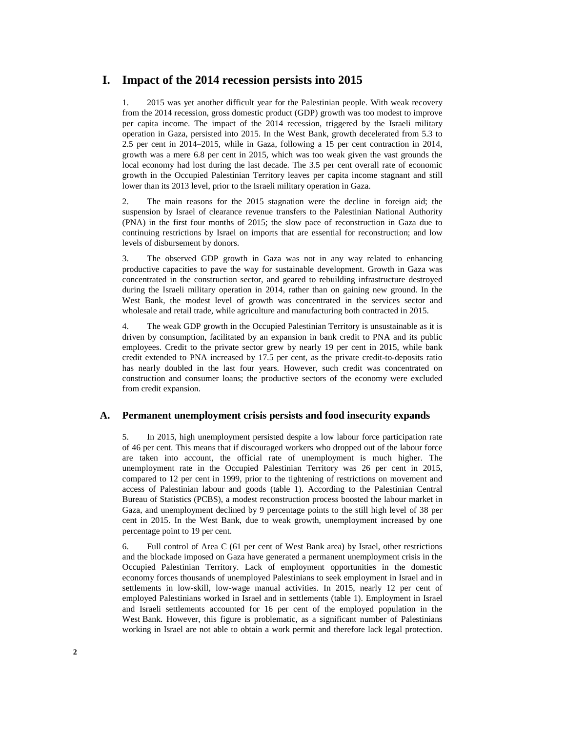# I. Impact of the 2014 recession persists into 2015

1. 2015 was yet another difficult year for the Palestinian people. With weak recovery from the 2014 recession, gross domestic product (GDP) growth was too modest to improve per capita income. The impact of the 2014 recession, triggered by the Israeli military operation in Gaza, persisted into 2015. In the West Bank, growth decelerated from 5.3 to 2.5 per cent in 2014–2015, while in Gaza, following a 15 per cent contraction in 2014, growth was a mere 6.8 per cent in 2015, which was too weak given the vast grounds the local economy had lost during the last decade. The 3.5 per cent overall rate of economic growth in the Occupied Palestinian Territory leaves per capita income stagnant and still lower than its 2013 level, prior to the Israeli military operation in Gaza.

2. The main reasons for the 2015 stagnation were the decline in foreign aid; the suspension by Israel of clearance revenue transfers to the Palestinian National Authority (PNA) in the first four months of 2015; the slow pace of reconstruction in Gaza due to continuing restrictions by Israel on imports that are essential for reconstruction; and low levels of disbursement by donors.

3. The observed GDP growth in Gaza was not in any way related to enhancing productive capacities to pave the way for sustainable development. Growth in Gaza was concentrated in the construction sector, and geared to rebuilding infrastructure destroyed during the Israeli military operation in 2014, rather than on gaining new ground. In the West Bank, the modest level of growth was concentrated in the services sector and wholesale and retail trade, while agriculture and manufacturing both contracted in 2015.

4. The weak GDP growth in the Occupied Palestinian Territory is unsustainable as it is driven by consumption, facilitated by an expansion in bank credit to PNA and its public employees. Credit to the private sector grew by nearly 19 per cent in 2015, while bank credit extended to PNA increased by 17.5 per cent, as the private credit-to-deposits ratio has nearly doubled in the last four years. However, such credit was concentrated on construction and consumer loans; the productive sectors of the economy were excluded from credit expansion.

## A. Permanent unemployment crisis persists and food insecurity expands

5. In 2015, high unemployment persisted despite a low labour force participation rate of 46 per cent. This means that if discouraged workers who dropped out of the labour force are taken into account, the official rate of unemployment is much higher. The unemployment rate in the Occupied Palestinian Territory was 26 per cent in 2015, compared to 12 per cent in 1999, prior to the tightening of restrictions on movement and access of Palestinian labour and goods (table 1). According to the Palestinian Central Bureau of Statistics (PCBS), a modest reconstruction process boosted the labour market in Gaza, and unemployment declined by 9 percentage points to the still high level of 38 per cent in 2015. In the West Bank, due to weak growth, unemployment increased by one percentage point to 19 per cent.

6. Full control of Area C (61 per cent of West Bank area) by Israel, other restrictions and the blockade imposed on Gaza have generated a permanent unemployment crisis in the Occupied Palestinian Territory. Lack of employment opportunities in the domestic economy forces thousands of unemployed Palestinians to seek employment in Israel and in settlements in low-skill, low-wage manual activities. In 2015, nearly 12 per cent of employed Palestinians worked in Israel and in settlements (table 1). Employment in Israel and Israeli settlements accounted for 16 per cent of the employed population in the West Bank. However, this figure is problematic, as a significant number of Palestinians working in Israel are not able to obtain a work permit and therefore lack legal protection.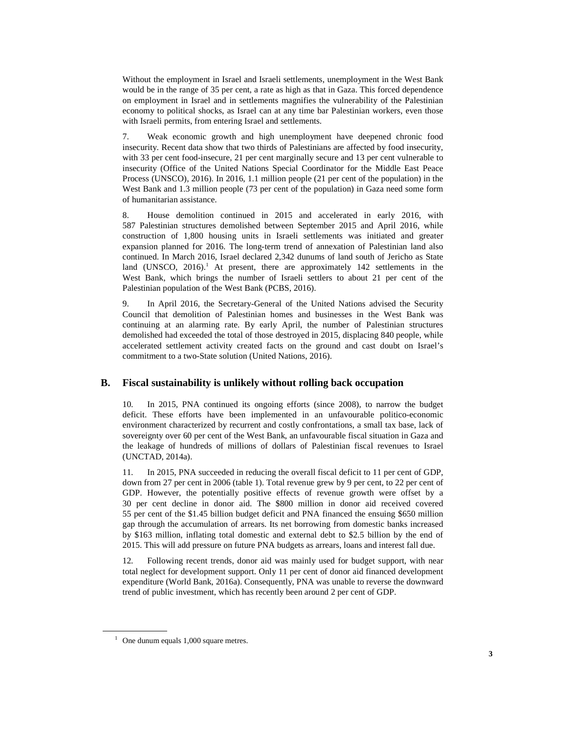Without the employment in Israel and Israeli settlements, unemployment in the West Bank would be in the range of 35 per cent, a rate as high as that in Gaza. This forced dependence on employment in Israel and in settlements magnifies the vulnerability of the Palestinian economy to political shocks, as Israel can at any time bar Palestinian workers, even those with Israeli permits, from entering Israel and settlements.

7. Weak economic growth and high unemployment have deepened chronic food insecurity. Recent data show that two thirds of Palestinians are affected by food insecurity, with 33 per cent food-insecure, 21 per cent marginally secure and 13 per cent vulnerable to insecurity (Office of the United Nations Special Coordinator for the Middle East Peace Process (UNSCO), 2016). In 2016, 1.1 million people (21 per cent of the population) in the West Bank and 1.3 million people (73 per cent of the population) in Gaza need some form of humanitarian assistance.

8. House demolition continued in 2015 and accelerated in early 2016, with 587 Palestinian structures demolished between September 2015 and April 2016, while construction of 1,800 housing units in Israeli settlements was initiated and greater expansion planned for 2016. The long-term trend of annexation of Palestinian land also continued. In March 2016, Israel declared 2,342 dunums of land south of Jericho as State land (UNSCO, 2016).[1] At present, there are approximately 142 settlements in the West Bank, which brings the number of Israeli settlers to about 21 per cent of the Palestinian population of the West Bank (PCBS, 2016).

9. In April 2016, the Secretary-General of the United Nations advised the Security Council that demolition of Palestinian homes and businesses in the West Bank was continuing at an alarming rate. By early April, the number of Palestinian structures demolished had exceeded the total of those destroyed in 2015, displacing 840 people, while accelerated settlement activity created facts on the ground and cast doubt on Israel's commitment to a two-State solution (United Nations, 2016).

## B. Fiscal sustainability is unlikely without rolling back occupation

10. In 2015, PNA continued its ongoing efforts (since 2008), to narrow the budget deficit. These efforts have been implemented in an unfavourable politico-economic environment characterized by recurrent and costly confrontations, a small tax base, lack of sovereignty over 60 per cent of the West Bank, an unfavourable fiscal situation in Gaza and the leakage of hundreds of millions of dollars of Palestinian fiscal revenues to Israel (UNCTAD, 2014a).

11. In 2015, PNA succeeded in reducing the overall fiscal deficit to 11 per cent of GDP, down from 27 per cent in 2006 (table 1). Total revenue grew by 9 per cent, to 22 per cent of GDP. However, the potentially positive effects of revenue growth were offset by a 30 per cent decline in donor aid. The $800 million in donor aid received covered 55 per cent of the $1.45 billion budget deficit and PNA financed the ensuing $650 million gap through the accumulation of arrears. Its net borrowing from domestic banks increased by $163 million, inflating total domestic and external debt to $2.5 billion by the end of 2015. This will add pressure on future PNA budgets as arrears, loans and interest fall due.

12. Following recent trends, donor aid was mainly used for budget support, with near total neglect for development support. Only 11 per cent of donor aid financed development expenditure (World Bank, 2016a). Consequently, PNA was unable to reverse the downward trend of public investment, which has recently been around 2 per cent of GDP.

[1] One dunum equals 1,000 square metres.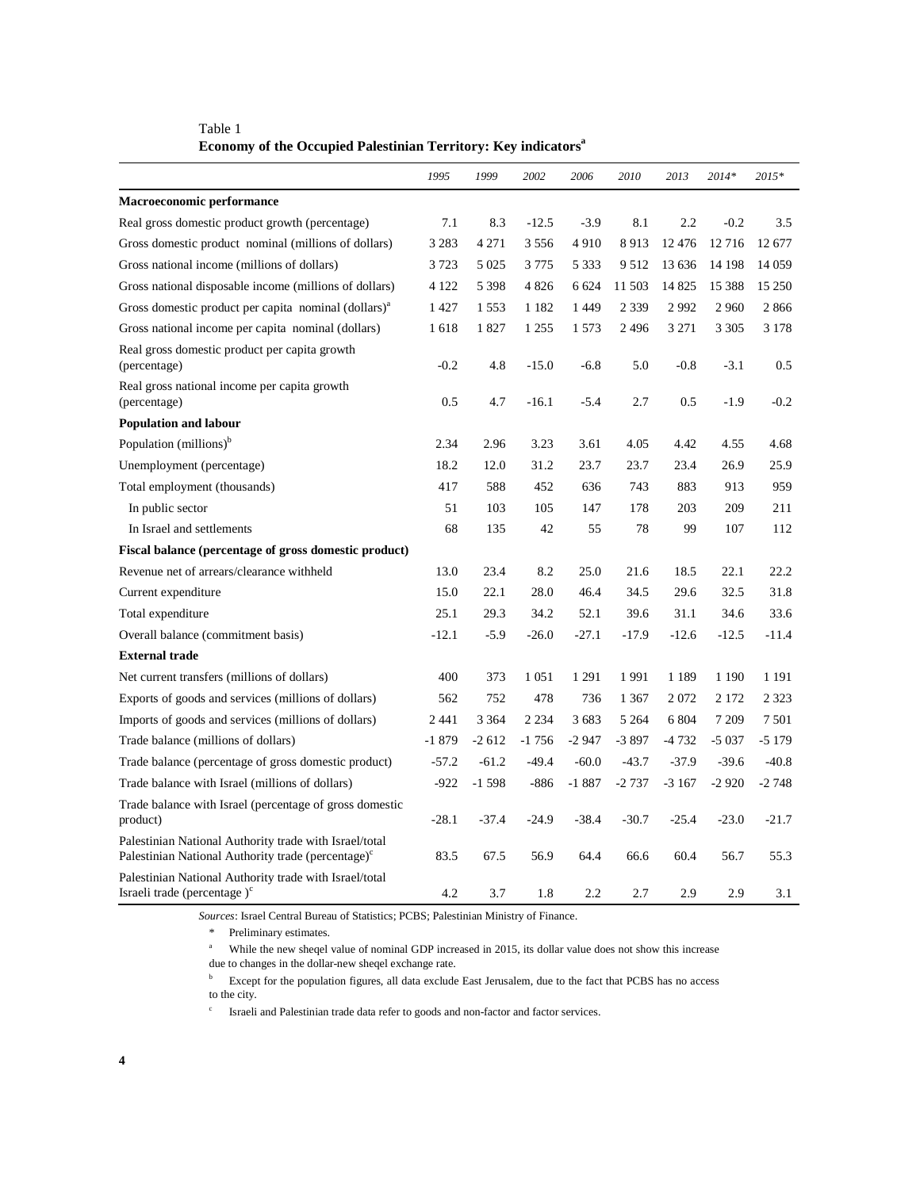Table 1

**Economy of the Occupied Palestinian Territory: Key indicators[a]**

| | *1995* | *1999* | *2002* | *2006* | *2010* | *2013* | *2014\** | *2015\** |
|---|---|---|---|---|---|---|---|---|
| **Macroeconomic performance** | | | | | | | | |
| Real gross domestic product growth (percentage) | 7.1 | 8.3 | -12.5 | -3.9 | 8.1 | 2.2 | -0.2 | 3.5 |
| Gross domestic product nominal (millions of dollars) | 3 283 | 4 271 | 3 556 | 4 910 | 8 913 | 12 476 | 12 716 | 12 677 |
| Gross national income (millions of dollars) | 3 723 | 5 025 | 3 775 | 5 333 | 9 512 | 13 636 | 14 198 | 14 059 |
| Gross national disposable income (millions of dollars) | 4 122 | 5 398 | 4 826 | 6 624 | 11 503 | 14 825 | 15 388 | 15 250 |
| Gross domestic product per capita nominal (dollars)[a] | 1 427 | 1 553 | 1 182 | 1 449 | 2 339 | 2 992 | 2 960 | 2 866 |
| Gross national income per capita nominal (dollars) | 1 618 | 1 827 | 1 255 | 1 573 | 2 496 | 3 271 | 3 305 | 3 178 |
| Real gross domestic product per capita growth (percentage) | -0.2 | 4.8 | -15.0 | -6.8 | 5.0 | -0.8 | -3.1 | 0.5 |
| Real gross national income per capita growth (percentage) | 0.5 | 4.7 | -16.1 | -5.4 | 2.7 | 0.5 | -1.9 | -0.2 |
| **Population and labour** | | | | | | | | |
| Population (millions)[b] | 2.34 | 2.96 | 3.23 | 3.61 | 4.05 | 4.42 | 4.55 | 4.68 |
| Unemployment (percentage) | 18.2 | 12.0 | 31.2 | 23.7 | 23.7 | 23.4 | 26.9 | 25.9 |
| Total employment (thousands) | 417 | 588 | 452 | 636 | 743 | 883 | 913 | 959 |
| In public sector | 51 | 103 | 105 | 147 | 178 | 203 | 209 | 211 |
| In Israel and settlements | 68 | 135 | 42 | 55 | 78 | 99 | 107 | 112 |
| **Fiscal balance (percentage of gross domestic product)** | | | | | | | | |
| Revenue net of arrears/clearance withheld | 13.0 | 23.4 | 8.2 | 25.0 | 21.6 | 18.5 | 22.1 | 22.2 |
| Current expenditure | 15.0 | 22.1 | 28.0 | 46.4 | 34.5 | 29.6 | 32.5 | 31.8 |
| Total expenditure | 25.1 | 29.3 | 34.2 | 52.1 | 39.6 | 31.1 | 34.6 | 33.6 |
| Overall balance (commitment basis) | -12.1 | -5.9 | -26.0 | -27.1 | -17.9 | -12.6 | -12.5 | -11.4 |
| **External trade** | | | | | | | | |
| Net current transfers (millions of dollars) | 400 | 373 | 1 051 | 1 291 | 1 991 | 1 189 | 1 190 | 1 191 |
| Exports of goods and services (millions of dollars) | 562 | 752 | 478 | 736 | 1 367 | 2 072 | 2 172 | 2 323 |
| Imports of goods and services (millions of dollars) | 2 441 | 3 364 | 2 234 | 3 683 | 5 264 | 6 804 | 7 209 | 7 501 |
| Trade balance (millions of dollars) | -1 879 | -2 612 | -1 756 | -2 947 | -3 897 | -4 732 | -5 037 | -5 179 |
| Trade balance (percentage of gross domestic product) | -57.2 | -61.2 | -49.4 | -60.0 | -43.7 | -37.9 | -39.6 | -40.8 |
| Trade balance with Israel (millions of dollars) | -922 | -1 598 | -886 | -1 887 | -2 737 | -3 167 | -2 920 | -2 748 |
| Trade balance with Israel (percentage of gross domestic product) | -28.1 | -37.4 | -24.9 | -38.4 | -30.7 | -25.4 | -23.0 | -21.7 |
| Palestinian National Authority trade with Israel/total Palestinian National Authority trade (percentage)[c] | 83.5 | 67.5 | 56.9 | 64.4 | 66.6 | 60.4 | 56.7 | 55.3 |
| Palestinian National Authority trade with Israel/total Israeli trade (percentage )[c] | 4.2 | 3.7 | 1.8 | 2.2 | 2.7 | 2.9 | 2.9 | 3.1 |

*Sources*: Israel Central Bureau of Statistics; PCBS; Palestinian Ministry of Finance.

\* Preliminary estimates.

[a] While the new sheqel value of nominal GDP increased in 2015, its dollar value does not show this increase due to changes in the dollar-new sheqel exchange rate.

[b] Except for the population figures, all data exclude East Jerusalem, due to the fact that PCBS has no access to the city.

[c] Israeli and Palestinian trade data refer to goods and non-factor and factor services.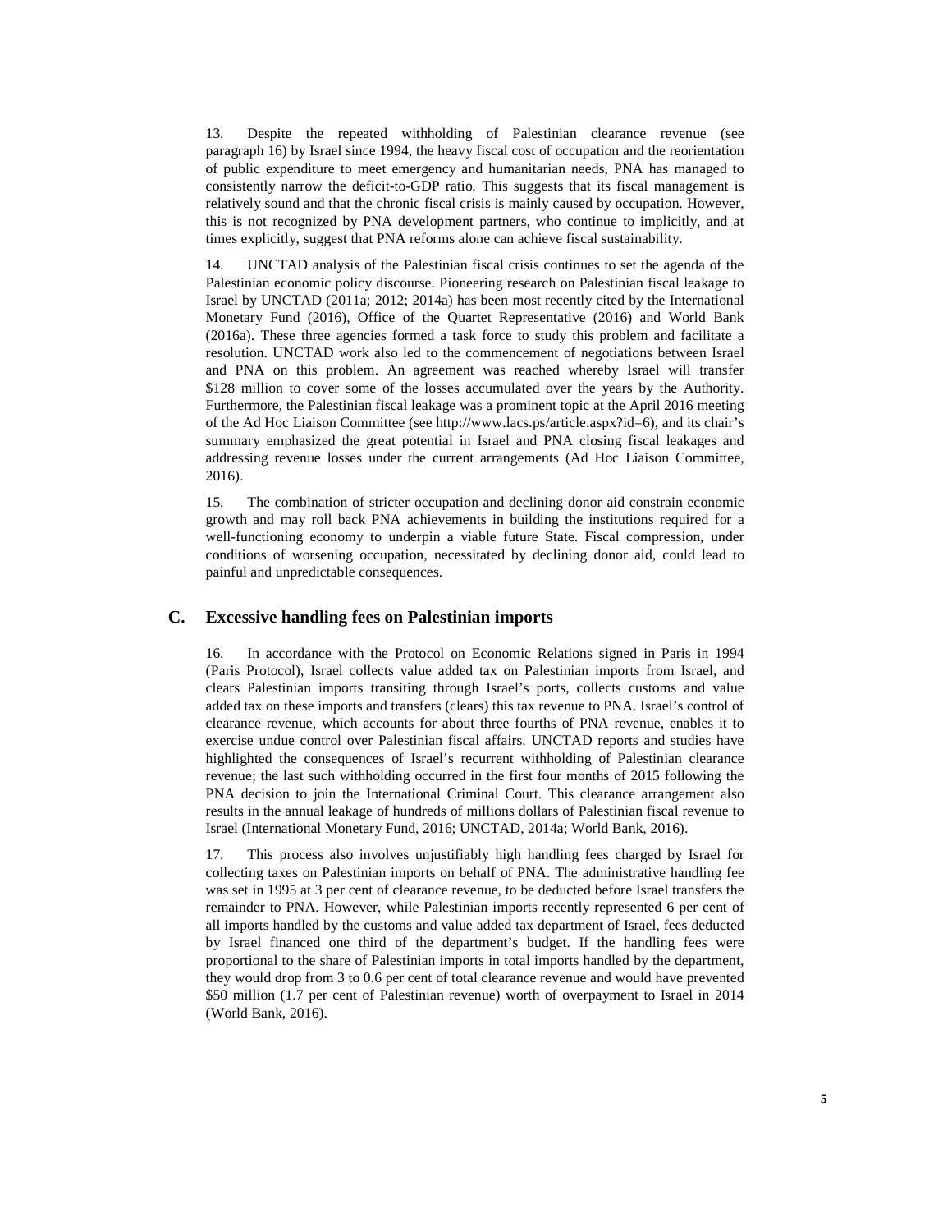13. Despite the repeated withholding of Palestinian clearance revenue (see paragraph 16) by Israel since 1994, the heavy fiscal cost of occupation and the reorientation of public expenditure to meet emergency and humanitarian needs, PNA has managed to consistently narrow the deficit-to-GDP ratio. This suggests that its fiscal management is relatively sound and that the chronic fiscal crisis is mainly caused by occupation. However, this is not recognized by PNA development partners, who continue to implicitly, and at times explicitly, suggest that PNA reforms alone can achieve fiscal sustainability.

14. UNCTAD analysis of the Palestinian fiscal crisis continues to set the agenda of the Palestinian economic policy discourse. Pioneering research on Palestinian fiscal leakage to Israel by UNCTAD (2011a; 2012; 2014a) has been most recently cited by the International Monetary Fund (2016), Office of the Quartet Representative (2016) and World Bank (2016a). These three agencies formed a task force to study this problem and facilitate a resolution. UNCTAD work also led to the commencement of negotiations between Israel and PNA on this problem. An agreement was reached whereby Israel will transfer \$128 million to cover some of the losses accumulated over the years by the Authority. Furthermore, the Palestinian fiscal leakage was a prominent topic at the April 2016 meeting of the Ad Hoc Liaison Committee (see http://www.lacs.ps/article.aspx?id=6), and its chair's summary emphasized the great potential in Israel and PNA closing fiscal leakages and addressing revenue losses under the current arrangements (Ad Hoc Liaison Committee, 2016).

15. The combination of stricter occupation and declining donor aid constrain economic growth and may roll back PNA achievements in building the institutions required for a well-functioning economy to underpin a viable future State. Fiscal compression, under conditions of worsening occupation, necessitated by declining donor aid, could lead to painful and unpredictable consequences.

## C. Excessive handling fees on Palestinian imports

16. In accordance with the Protocol on Economic Relations signed in Paris in 1994 (Paris Protocol), Israel collects value added tax on Palestinian imports from Israel, and clears Palestinian imports transiting through Israel's ports, collects customs and value added tax on these imports and transfers (clears) this tax revenue to PNA. Israel's control of clearance revenue, which accounts for about three fourths of PNA revenue, enables it to exercise undue control over Palestinian fiscal affairs. UNCTAD reports and studies have highlighted the consequences of Israel's recurrent withholding of Palestinian clearance revenue; the last such withholding occurred in the first four months of 2015 following the PNA decision to join the International Criminal Court. This clearance arrangement also results in the annual leakage of hundreds of millions dollars of Palestinian fiscal revenue to Israel (International Monetary Fund, 2016; UNCTAD, 2014a; World Bank, 2016).

17. This process also involves unjustifiably high handling fees charged by Israel for collecting taxes on Palestinian imports on behalf of PNA. The administrative handling fee was set in 1995 at 3 per cent of clearance revenue, to be deducted before Israel transfers the remainder to PNA. However, while Palestinian imports recently represented 6 per cent of all imports handled by the customs and value added tax department of Israel, fees deducted by Israel financed one third of the department's budget. If the handling fees were proportional to the share of Palestinian imports in total imports handled by the department, they would drop from 3 to 0.6 per cent of total clearance revenue and would have prevented \$50 million (1.7 per cent of Palestinian revenue) worth of overpayment to Israel in 2014 (World Bank, 2016).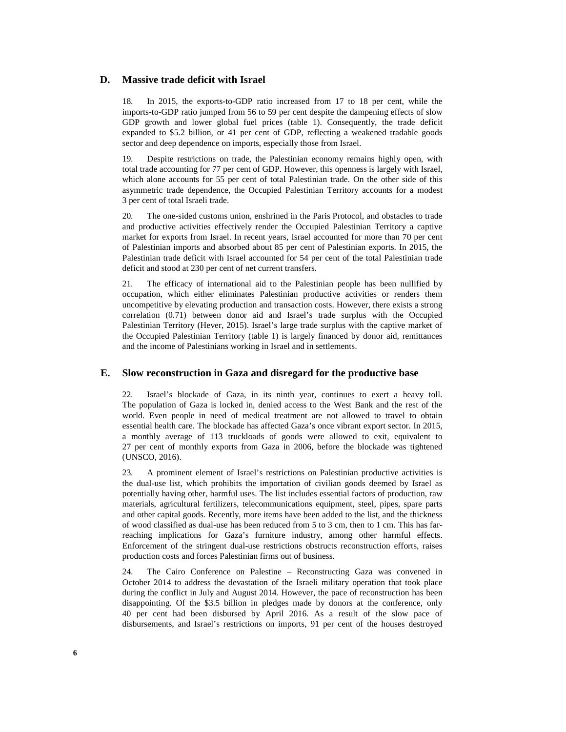## D. Massive trade deficit with Israel

18. In 2015, the exports-to-GDP ratio increased from 17 to 18 per cent, while the imports-to-GDP ratio jumped from 56 to 59 per cent despite the dampening effects of slow GDP growth and lower global fuel prices (table 1). Consequently, the trade deficit expanded to $5.2 billion, or 41 per cent of GDP, reflecting a weakened tradable goods sector and deep dependence on imports, especially those from Israel.

19. Despite restrictions on trade, the Palestinian economy remains highly open, with total trade accounting for 77 per cent of GDP. However, this openness is largely with Israel, which alone accounts for 55 per cent of total Palestinian trade. On the other side of this asymmetric trade dependence, the Occupied Palestinian Territory accounts for a modest 3 per cent of total Israeli trade.

20. The one-sided customs union, enshrined in the Paris Protocol, and obstacles to trade and productive activities effectively render the Occupied Palestinian Territory a captive market for exports from Israel. In recent years, Israel accounted for more than 70 per cent of Palestinian imports and absorbed about 85 per cent of Palestinian exports. In 2015, the Palestinian trade deficit with Israel accounted for 54 per cent of the total Palestinian trade deficit and stood at 230 per cent of net current transfers.

21. The efficacy of international aid to the Palestinian people has been nullified by occupation, which either eliminates Palestinian productive activities or renders them uncompetitive by elevating production and transaction costs. However, there exists a strong correlation (0.71) between donor aid and Israel's trade surplus with the Occupied Palestinian Territory (Hever, 2015). Israel's large trade surplus with the captive market of the Occupied Palestinian Territory (table 1) is largely financed by donor aid, remittances and the income of Palestinians working in Israel and in settlements.

## E. Slow reconstruction in Gaza and disregard for the productive base

22. Israel's blockade of Gaza, in its ninth year, continues to exert a heavy toll. The population of Gaza is locked in, denied access to the West Bank and the rest of the world. Even people in need of medical treatment are not allowed to travel to obtain essential health care. The blockade has affected Gaza's once vibrant export sector. In 2015, a monthly average of 113 truckloads of goods were allowed to exit, equivalent to 27 per cent of monthly exports from Gaza in 2006, before the blockade was tightened (UNSCO, 2016).

23. A prominent element of Israel's restrictions on Palestinian productive activities is the dual-use list, which prohibits the importation of civilian goods deemed by Israel as potentially having other, harmful uses. The list includes essential factors of production, raw materials, agricultural fertilizers, telecommunications equipment, steel, pipes, spare parts and other capital goods. Recently, more items have been added to the list, and the thickness of wood classified as dual-use has been reduced from 5 to 3 cm, then to 1 cm. This has far-reaching implications for Gaza's furniture industry, among other harmful effects. Enforcement of the stringent dual-use restrictions obstructs reconstruction efforts, raises production costs and forces Palestinian firms out of business.

24. The Cairo Conference on Palestine – Reconstructing Gaza was convened in October 2014 to address the devastation of the Israeli military operation that took place during the conflict in July and August 2014. However, the pace of reconstruction has been disappointing. Of the $3.5 billion in pledges made by donors at the conference, only 40 per cent had been disbursed by April 2016. As a result of the slow pace of disbursements, and Israel's restrictions on imports, 91 per cent of the houses destroyed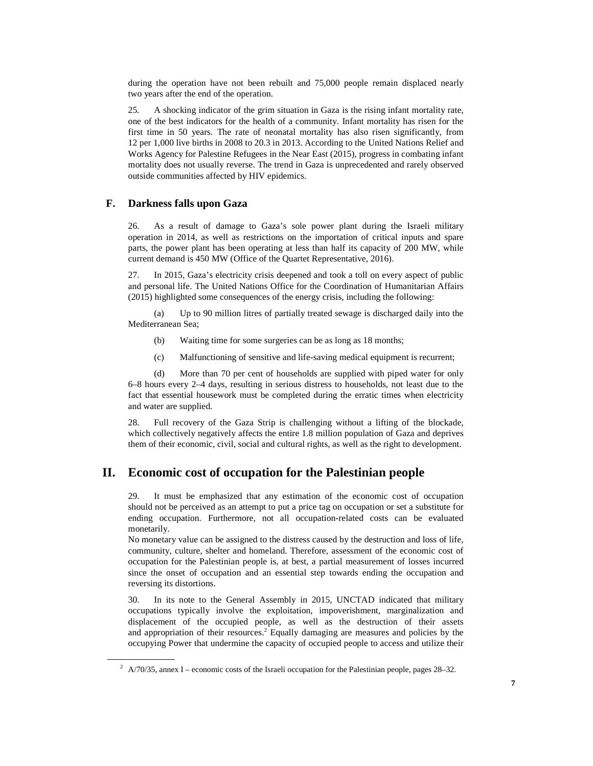during the operation have not been rebuilt and 75,000 people remain displaced nearly two years after the end of the operation.

25. A shocking indicator of the grim situation in Gaza is the rising infant mortality rate, one of the best indicators for the health of a community. Infant mortality has risen for the first time in 50 years. The rate of neonatal mortality has also risen significantly, from 12 per 1,000 live births in 2008 to 20.3 in 2013. According to the United Nations Relief and Works Agency for Palestine Refugees in the Near East (2015), progress in combating infant mortality does not usually reverse. The trend in Gaza is unprecedented and rarely observed outside communities affected by HIV epidemics.

### F. Darkness falls upon Gaza

26. As a result of damage to Gaza's sole power plant during the Israeli military operation in 2014, as well as restrictions on the importation of critical inputs and spare parts, the power plant has been operating at less than half its capacity of 200 MW, while current demand is 450 MW (Office of the Quartet Representative, 2016).

27. In 2015, Gaza's electricity crisis deepened and took a toll on every aspect of public and personal life. The United Nations Office for the Coordination of Humanitarian Affairs (2015) highlighted some consequences of the energy crisis, including the following:

(a) Up to 90 million litres of partially treated sewage is discharged daily into the Mediterranean Sea;

(b) Waiting time for some surgeries can be as long as 18 months;

(c) Malfunctioning of sensitive and life-saving medical equipment is recurrent;

(d) More than 70 per cent of households are supplied with piped water for only 6–8 hours every 2–4 days, resulting in serious distress to households, not least due to the fact that essential housework must be completed during the erratic times when electricity and water are supplied.

28. Full recovery of the Gaza Strip is challenging without a lifting of the blockade, which collectively negatively affects the entire 1.8 million population of Gaza and deprives them of their economic, civil, social and cultural rights, as well as the right to development.

## II. Economic cost of occupation for the Palestinian people

29. It must be emphasized that any estimation of the economic cost of occupation should not be perceived as an attempt to put a price tag on occupation or set a substitute for ending occupation. Furthermore, not all occupation-related costs can be evaluated monetarily.
No monetary value can be assigned to the distress caused by the destruction and loss of life, community, culture, shelter and homeland. Therefore, assessment of the economic cost of occupation for the Palestinian people is, at best, a partial measurement of losses incurred since the onset of occupation and an essential step towards ending the occupation and reversing its distortions.

30. In its note to the General Assembly in 2015, UNCTAD indicated that military occupations typically involve the exploitation, impoverishment, marginalization and displacement of the occupied people, as well as the destruction of their assets and appropriation of their resources.[2] Equally damaging are measures and policies by the occupying Power that undermine the capacity of occupied people to access and utilize their

[2] A/70/35, annex I – economic costs of the Israeli occupation for the Palestinian people, pages 28–32.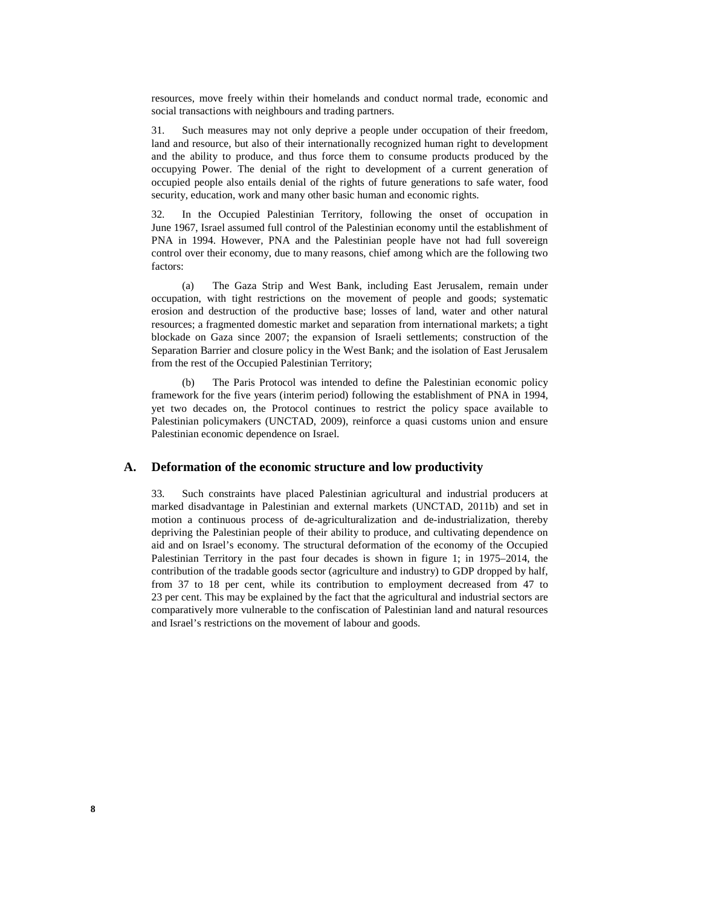resources, move freely within their homelands and conduct normal trade, economic and social transactions with neighbours and trading partners.

31. Such measures may not only deprive a people under occupation of their freedom, land and resource, but also of their internationally recognized human right to development and the ability to produce, and thus force them to consume products produced by the occupying Power. The denial of the right to development of a current generation of occupied people also entails denial of the rights of future generations to safe water, food security, education, work and many other basic human and economic rights.

32. In the Occupied Palestinian Territory, following the onset of occupation in June 1967, Israel assumed full control of the Palestinian economy until the establishment of PNA in 1994. However, PNA and the Palestinian people have not had full sovereign control over their economy, due to many reasons, chief among which are the following two factors:

(a) The Gaza Strip and West Bank, including East Jerusalem, remain under occupation, with tight restrictions on the movement of people and goods; systematic erosion and destruction of the productive base; losses of land, water and other natural resources; a fragmented domestic market and separation from international markets; a tight blockade on Gaza since 2007; the expansion of Israeli settlements; construction of the Separation Barrier and closure policy in the West Bank; and the isolation of East Jerusalem from the rest of the Occupied Palestinian Territory;

(b) The Paris Protocol was intended to define the Palestinian economic policy framework for the five years (interim period) following the establishment of PNA in 1994, yet two decades on, the Protocol continues to restrict the policy space available to Palestinian policymakers (UNCTAD, 2009), reinforce a quasi customs union and ensure Palestinian economic dependence on Israel.

## A. Deformation of the economic structure and low productivity

33. Such constraints have placed Palestinian agricultural and industrial producers at marked disadvantage in Palestinian and external markets (UNCTAD, 2011b) and set in motion a continuous process of de-agriculturalization and de-industrialization, thereby depriving the Palestinian people of their ability to produce, and cultivating dependence on aid and on Israel's economy. The structural deformation of the economy of the Occupied Palestinian Territory in the past four decades is shown in figure 1; in 1975–2014, the contribution of the tradable goods sector (agriculture and industry) to GDP dropped by half, from 37 to 18 per cent, while its contribution to employment decreased from 47 to 23 per cent. This may be explained by the fact that the agricultural and industrial sectors are comparatively more vulnerable to the confiscation of Palestinian land and natural resources and Israel's restrictions on the movement of labour and goods.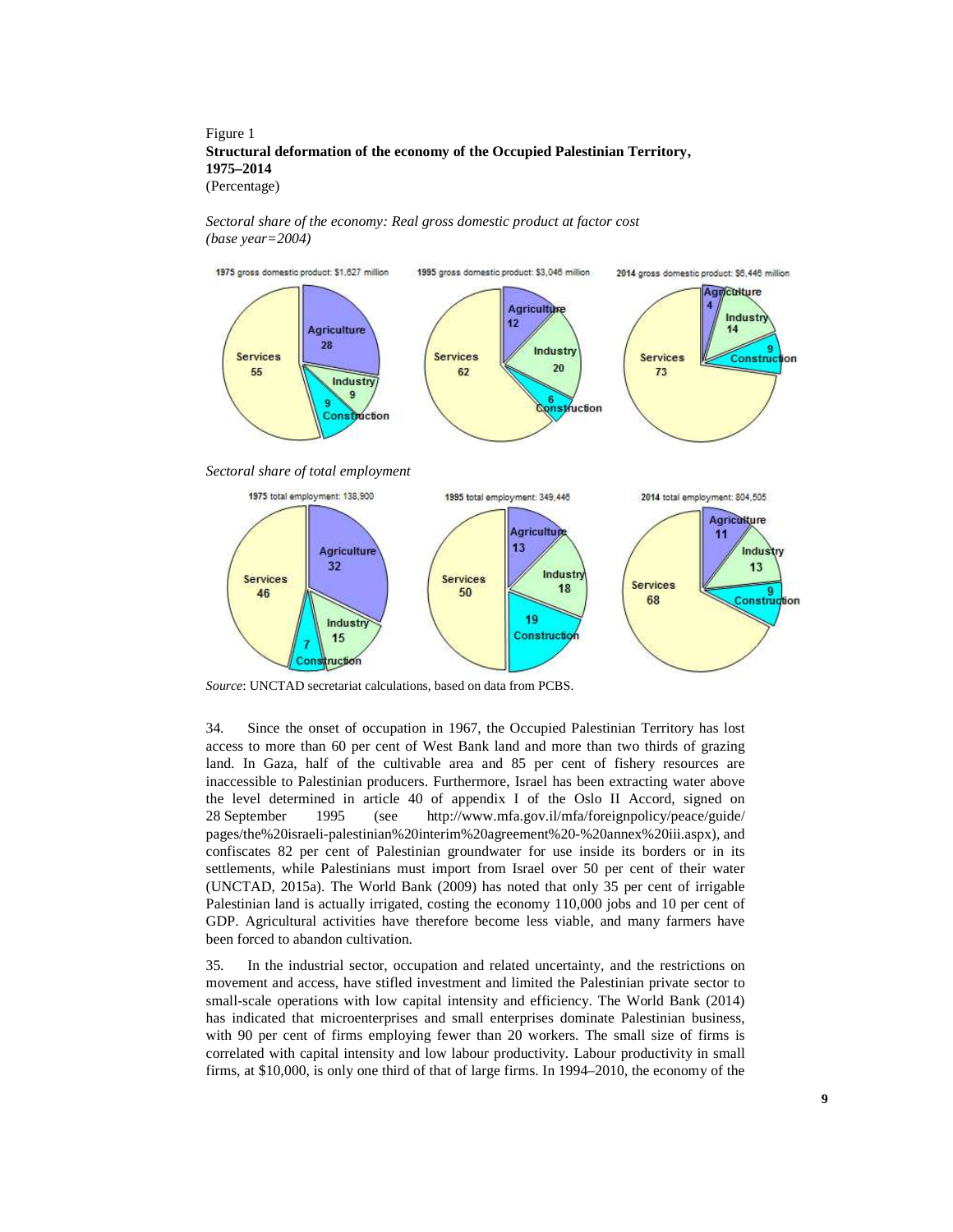Figure 1
**Structural deformation of the economy of the Occupied Palestinian Territory, 1975–2014**
(Percentage)

*Sectoral share of the economy: Real gross domestic product at factor cost (base year=2004)*

*Sectoral share of total employment*

*Source*: UNCTAD secretariat calculations, based on data from PCBS.

34. Since the onset of occupation in 1967, the Occupied Palestinian Territory has lost access to more than 60 per cent of West Bank land and more than two thirds of grazing land. In Gaza, half of the cultivable area and 85 per cent of fishery resources are inaccessible to Palestinian producers. Furthermore, Israel has been extracting water above the level determined in article 40 of appendix I of the Oslo II Accord, signed on 28 September 1995 (see http://www.mfa.gov.il/mfa/foreignpolicy/peace/guide/pages/the%20israeli-palestinian%20interim%20agreement%20-%20annex%20iii.aspx), and confiscates 82 per cent of Palestinian groundwater for use inside its borders or in its settlements, while Palestinians must import from Israel over 50 per cent of their water (UNCTAD, 2015a). The World Bank (2009) has noted that only 35 per cent of irrigable Palestinian land is actually irrigated, costing the economy 110,000 jobs and 10 per cent of GDP. Agricultural activities have therefore become less viable, and many farmers have been forced to abandon cultivation.

35. In the industrial sector, occupation and related uncertainty, and the restrictions on movement and access, have stifled investment and limited the Palestinian private sector to small-scale operations with low capital intensity and efficiency. The World Bank (2014) has indicated that microenterprises and small enterprises dominate Palestinian business, with 90 per cent of firms employing fewer than 20 workers. The small size of firms is correlated with capital intensity and low labour productivity. Labour productivity in small firms, at $10,000, is only one third of that of large firms. In 1994–2010, the economy of the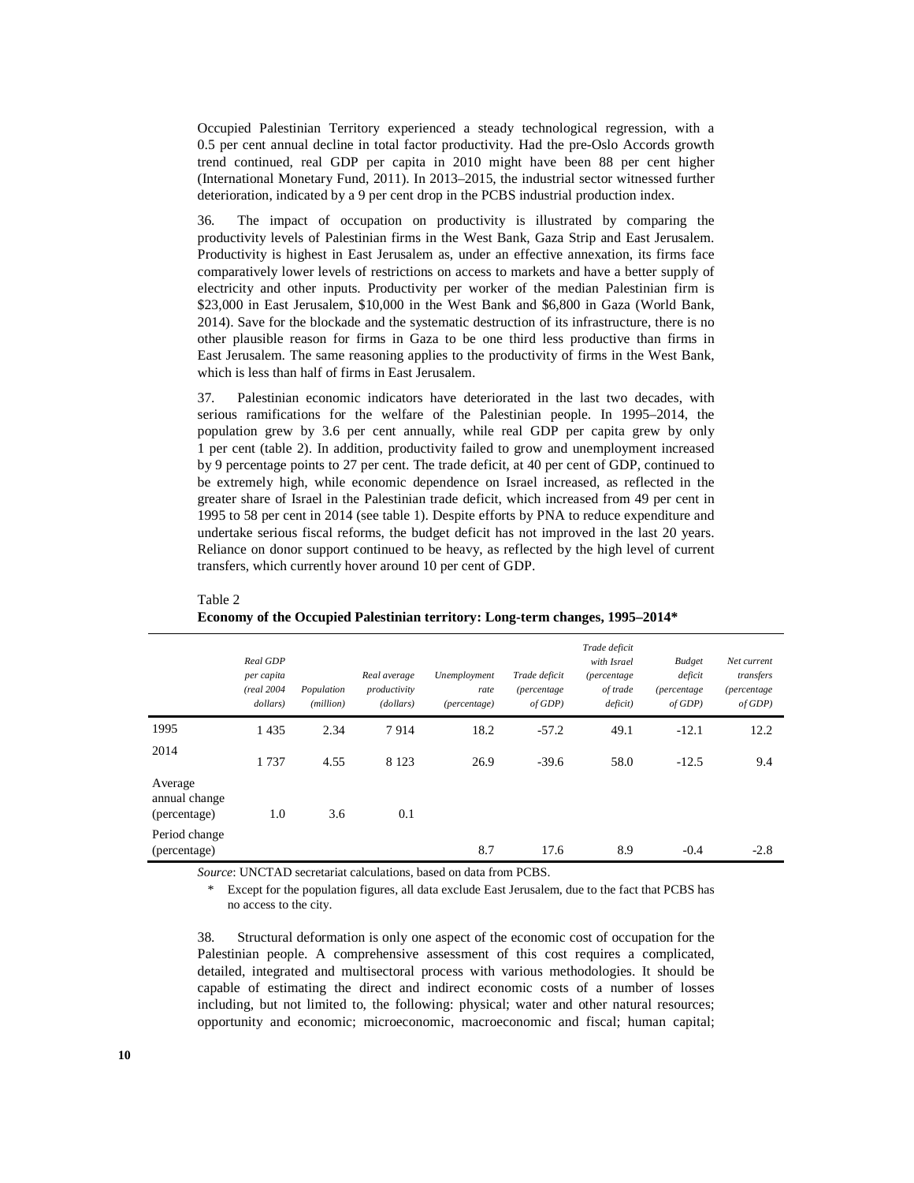Occupied Palestinian Territory experienced a steady technological regression, with a 0.5 per cent annual decline in total factor productivity. Had the pre-Oslo Accords growth trend continued, real GDP per capita in 2010 might have been 88 per cent higher (International Monetary Fund, 2011). In 2013–2015, the industrial sector witnessed further deterioration, indicated by a 9 per cent drop in the PCBS industrial production index.

36. The impact of occupation on productivity is illustrated by comparing the productivity levels of Palestinian firms in the West Bank, Gaza Strip and East Jerusalem. Productivity is highest in East Jerusalem as, under an effective annexation, its firms face comparatively lower levels of restrictions on access to markets and have a better supply of electricity and other inputs. Productivity per worker of the median Palestinian firm is $23,000 in East Jerusalem, $10,000 in the West Bank and $6,800 in Gaza (World Bank, 2014). Save for the blockade and the systematic destruction of its infrastructure, there is no other plausible reason for firms in Gaza to be one third less productive than firms in East Jerusalem. The same reasoning applies to the productivity of firms in the West Bank, which is less than half of firms in East Jerusalem.

37. Palestinian economic indicators have deteriorated in the last two decades, with serious ramifications for the welfare of the Palestinian people. In 1995–2014, the population grew by 3.6 per cent annually, while real GDP per capita grew by only 1 per cent (table 2). In addition, productivity failed to grow and unemployment increased by 9 percentage points to 27 per cent. The trade deficit, at 40 per cent of GDP, continued to be extremely high, while economic dependence on Israel increased, as reflected in the greater share of Israel in the Palestinian trade deficit, which increased from 49 per cent in 1995 to 58 per cent in 2014 (see table 1). Despite efforts by PNA to reduce expenditure and undertake serious fiscal reforms, the budget deficit has not improved in the last 20 years. Reliance on donor support continued to be heavy, as reflected by the high level of current transfers, which currently hover around 10 per cent of GDP.

Table 2
**Economy of the Occupied Palestinian territory: Long-term changes, 1995–2014\***

| | *Real GDP per capita (real 2004 dollars)* | *Population (million)* | *Real average productivity (dollars)* | *Unemployment rate (percentage)* | *Trade deficit (percentage of GDP)* | *Trade deficit with Israel (percentage of trade deficit)* | *Budget deficit (percentage of GDP)* | *Net current transfers (percentage of GDP)* |
|---|---|---|---|---|---|---|---|---|
| 1995 | 1 435 | 2.34 | 7 914 | 18.2 | -57.2 | 49.1 | -12.1 | 12.2 |
| 2014 | 1 737 | 4.55 | 8 123 | 26.9 | -39.6 | 58.0 | -12.5 | 9.4 |
| Average annual change (percentage) | 1.0 | 3.6 | 0.1 | | | | | |
| Period change (percentage) | | | | 8.7 | 17.6 | 8.9 | -0.4 | -2.8 |

*Source*: UNCTAD secretariat calculations, based on data from PCBS.

\* Except for the population figures, all data exclude East Jerusalem, due to the fact that PCBS has no access to the city.

38. Structural deformation is only one aspect of the economic cost of occupation for the Palestinian people. A comprehensive assessment of this cost requires a complicated, detailed, integrated and multisectoral process with various methodologies. It should be capable of estimating the direct and indirect economic costs of a number of losses including, but not limited to, the following: physical; water and other natural resources; opportunity and economic; microeconomic, macroeconomic and fiscal; human capital;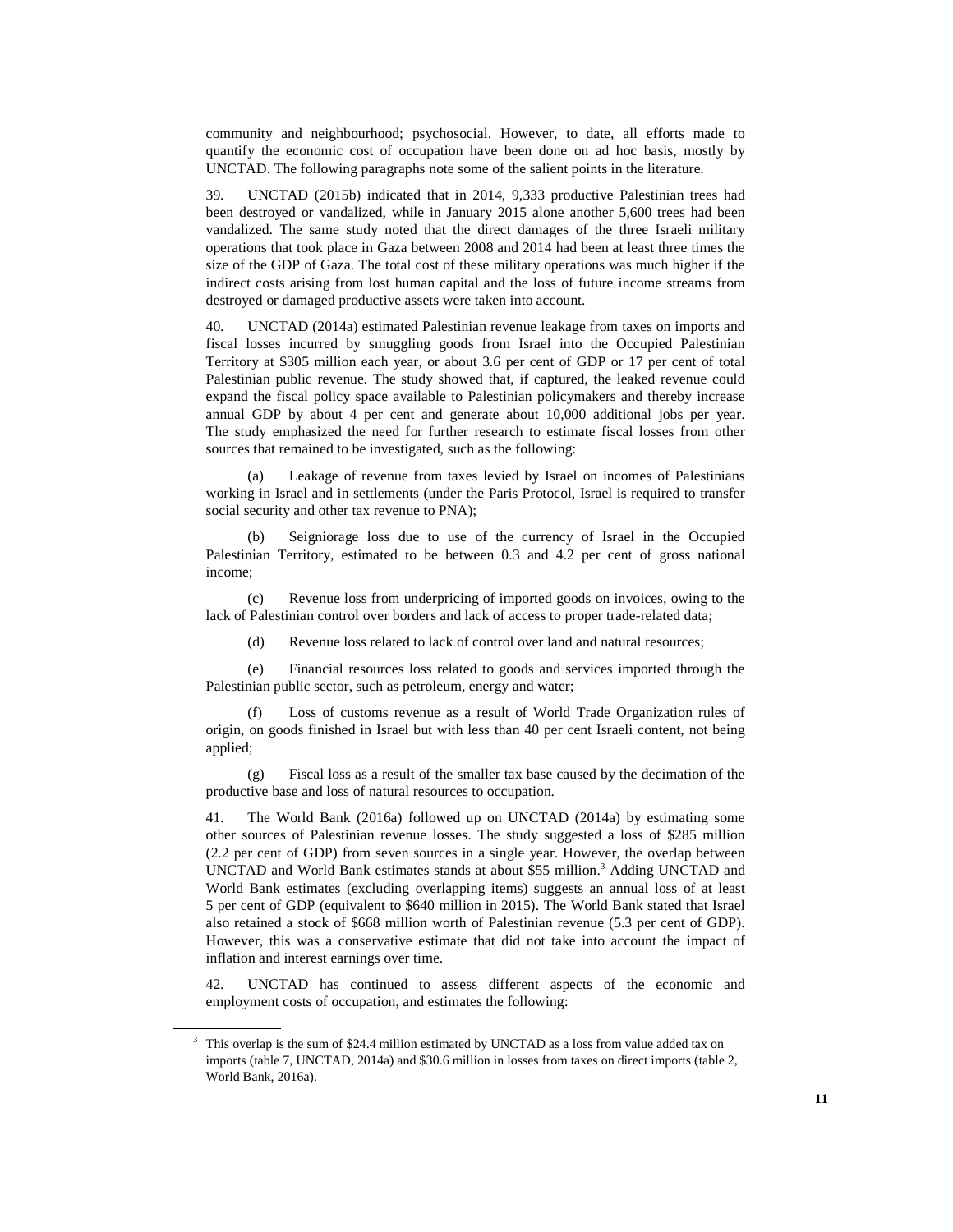community and neighbourhood; psychosocial. However, to date, all efforts made to quantify the economic cost of occupation have been done on ad hoc basis, mostly by UNCTAD. The following paragraphs note some of the salient points in the literature.

39. UNCTAD (2015b) indicated that in 2014, 9,333 productive Palestinian trees had been destroyed or vandalized, while in January 2015 alone another 5,600 trees had been vandalized. The same study noted that the direct damages of the three Israeli military operations that took place in Gaza between 2008 and 2014 had been at least three times the size of the GDP of Gaza. The total cost of these military operations was much higher if the indirect costs arising from lost human capital and the loss of future income streams from destroyed or damaged productive assets were taken into account.

40. UNCTAD (2014a) estimated Palestinian revenue leakage from taxes on imports and fiscal losses incurred by smuggling goods from Israel into the Occupied Palestinian Territory at $305 million each year, or about 3.6 per cent of GDP or 17 per cent of total Palestinian public revenue. The study showed that, if captured, the leaked revenue could expand the fiscal policy space available to Palestinian policymakers and thereby increase annual GDP by about 4 per cent and generate about 10,000 additional jobs per year. The study emphasized the need for further research to estimate fiscal losses from other sources that remained to be investigated, such as the following:

(a) Leakage of revenue from taxes levied by Israel on incomes of Palestinians working in Israel and in settlements (under the Paris Protocol, Israel is required to transfer social security and other tax revenue to PNA);

(b) Seigniorage loss due to use of the currency of Israel in the Occupied Palestinian Territory, estimated to be between 0.3 and 4.2 per cent of gross national income;

(c) Revenue loss from underpricing of imported goods on invoices, owing to the lack of Palestinian control over borders and lack of access to proper trade-related data;

(d) Revenue loss related to lack of control over land and natural resources;

(e) Financial resources loss related to goods and services imported through the Palestinian public sector, such as petroleum, energy and water;

(f) Loss of customs revenue as a result of World Trade Organization rules of origin, on goods finished in Israel but with less than 40 per cent Israeli content, not being applied;

(g) Fiscal loss as a result of the smaller tax base caused by the decimation of the productive base and loss of natural resources to occupation.

41. The World Bank (2016a) followed up on UNCTAD (2014a) by estimating some other sources of Palestinian revenue losses. The study suggested a loss of $285 million (2.2 per cent of GDP) from seven sources in a single year. However, the overlap between UNCTAD and World Bank estimates stands at about $55 million.[3] Adding UNCTAD and World Bank estimates (excluding overlapping items) suggests an annual loss of at least 5 per cent of GDP (equivalent to $640 million in 2015). The World Bank stated that Israel also retained a stock of $668 million worth of Palestinian revenue (5.3 per cent of GDP). However, this was a conservative estimate that did not take into account the impact of inflation and interest earnings over time.

42. UNCTAD has continued to assess different aspects of the economic and employment costs of occupation, and estimates the following:

---

[3] This overlap is the sum of $24.4 million estimated by UNCTAD as a loss from value added tax on imports (table 7, UNCTAD, 2014a) and $30.6 million in losses from taxes on direct imports (table 2, World Bank, 2016a).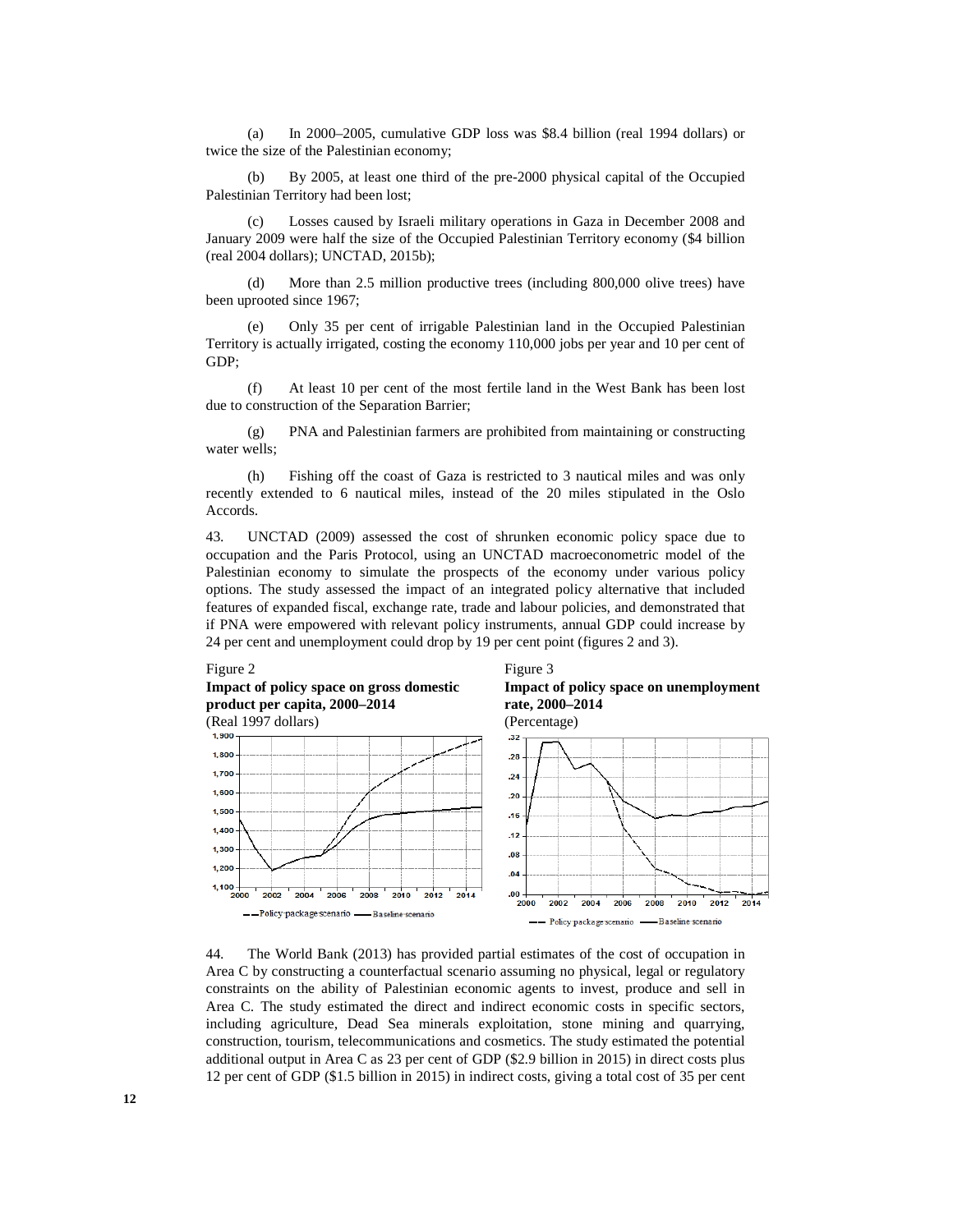(a) In 2000–2005, cumulative GDP loss was \$8.4 billion (real 1994 dollars) or twice the size of the Palestinian economy;

(b) By 2005, at least one third of the pre-2000 physical capital of the Occupied Palestinian Territory had been lost;

(c) Losses caused by Israeli military operations in Gaza in December 2008 and January 2009 were half the size of the Occupied Palestinian Territory economy (\$4 billion (real 2004 dollars); UNCTAD, 2015b);

(d) More than 2.5 million productive trees (including 800,000 olive trees) have been uprooted since 1967;

(e) Only 35 per cent of irrigable Palestinian land in the Occupied Palestinian Territory is actually irrigated, costing the economy 110,000 jobs per year and 10 per cent of GDP;

(f) At least 10 per cent of the most fertile land in the West Bank has been lost due to construction of the Separation Barrier;

(g) PNA and Palestinian farmers are prohibited from maintaining or constructing water wells;

(h) Fishing off the coast of Gaza is restricted to 3 nautical miles and was only recently extended to 6 nautical miles, instead of the 20 miles stipulated in the Oslo Accords.

43. UNCTAD (2009) assessed the cost of shrunken economic policy space due to occupation and the Paris Protocol, using an UNCTAD macroeconometric model of the Palestinian economy to simulate the prospects of the economy under various policy options. The study assessed the impact of an integrated policy alternative that included features of expanded fiscal, exchange rate, trade and labour policies, and demonstrated that if PNA were empowered with relevant policy instruments, annual GDP could increase by 24 per cent and unemployment could drop by 19 per cent point (figures 2 and 3).

Figure 2

**Impact of policy space on gross domestic product per capita, 2000–2014**

(Real 1997 dollars)

Figure 3

**Impact of policy space on unemployment rate, 2000–2014**

(Percentage)

44. The World Bank (2013) has provided partial estimates of the cost of occupation in Area C by constructing a counterfactual scenario assuming no physical, legal or regulatory constraints on the ability of Palestinian economic agents to invest, produce and sell in Area C. The study estimated the direct and indirect economic costs in specific sectors, including agriculture, Dead Sea minerals exploitation, stone mining and quarrying, construction, tourism, telecommunications and cosmetics. The study estimated the potential additional output in Area C as 23 per cent of GDP (\$2.9 billion in 2015) in direct costs plus 12 per cent of GDP (\$1.5 billion in 2015) in indirect costs, giving a total cost of 35 per cent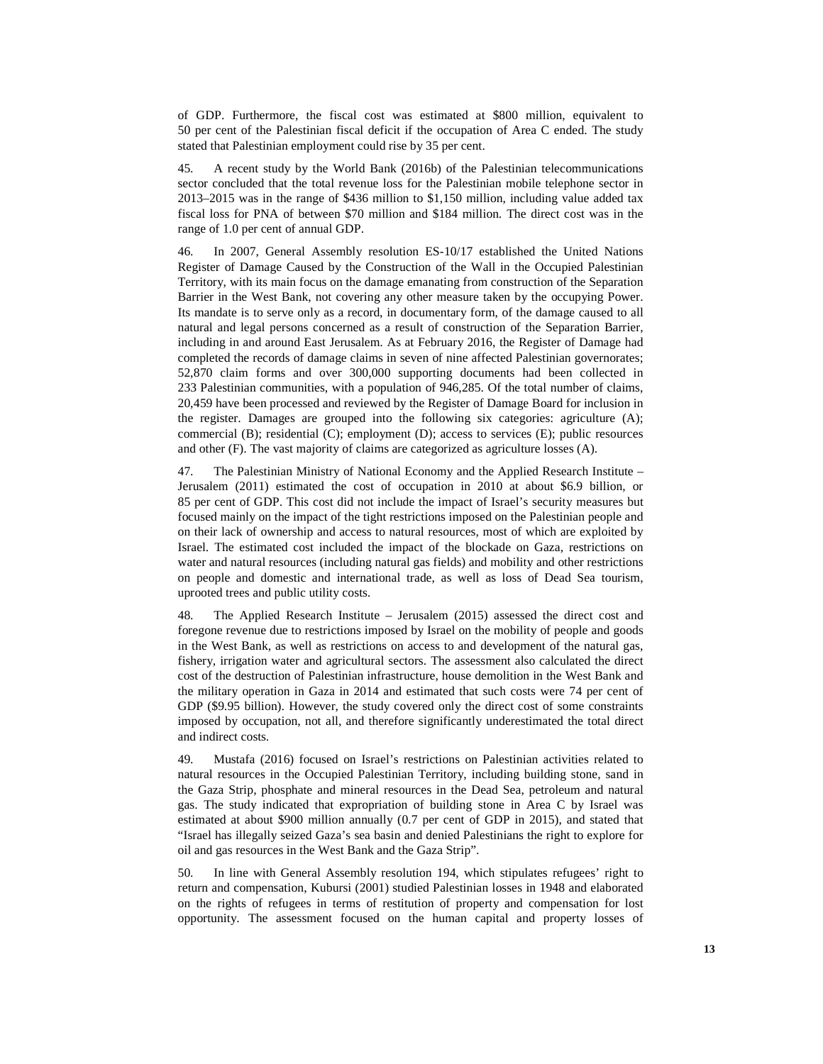of GDP. Furthermore, the fiscal cost was estimated at $800 million, equivalent to 50 per cent of the Palestinian fiscal deficit if the occupation of Area C ended. The study stated that Palestinian employment could rise by 35 per cent.

45. A recent study by the World Bank (2016b) of the Palestinian telecommunications sector concluded that the total revenue loss for the Palestinian mobile telephone sector in 2013–2015 was in the range of $436 million to $1,150 million, including value added tax fiscal loss for PNA of between $70 million and $184 million. The direct cost was in the range of 1.0 per cent of annual GDP.

46. In 2007, General Assembly resolution ES-10/17 established the United Nations Register of Damage Caused by the Construction of the Wall in the Occupied Palestinian Territory, with its main focus on the damage emanating from construction of the Separation Barrier in the West Bank, not covering any other measure taken by the occupying Power. Its mandate is to serve only as a record, in documentary form, of the damage caused to all natural and legal persons concerned as a result of construction of the Separation Barrier, including in and around East Jerusalem. As at February 2016, the Register of Damage had completed the records of damage claims in seven of nine affected Palestinian governorates; 52,870 claim forms and over 300,000 supporting documents had been collected in 233 Palestinian communities, with a population of 946,285. Of the total number of claims, 20,459 have been processed and reviewed by the Register of Damage Board for inclusion in the register. Damages are grouped into the following six categories: agriculture (A); commercial (B); residential (C); employment (D); access to services (E); public resources and other (F). The vast majority of claims are categorized as agriculture losses (A).

47. The Palestinian Ministry of National Economy and the Applied Research Institute – Jerusalem (2011) estimated the cost of occupation in 2010 at about $6.9 billion, or 85 per cent of GDP. This cost did not include the impact of Israel's security measures but focused mainly on the impact of the tight restrictions imposed on the Palestinian people and on their lack of ownership and access to natural resources, most of which are exploited by Israel. The estimated cost included the impact of the blockade on Gaza, restrictions on water and natural resources (including natural gas fields) and mobility and other restrictions on people and domestic and international trade, as well as loss of Dead Sea tourism, uprooted trees and public utility costs.

48. The Applied Research Institute – Jerusalem (2015) assessed the direct cost and foregone revenue due to restrictions imposed by Israel on the mobility of people and goods in the West Bank, as well as restrictions on access to and development of the natural gas, fishery, irrigation water and agricultural sectors. The assessment also calculated the direct cost of the destruction of Palestinian infrastructure, house demolition in the West Bank and the military operation in Gaza in 2014 and estimated that such costs were 74 per cent of GDP ($9.95 billion). However, the study covered only the direct cost of some constraints imposed by occupation, not all, and therefore significantly underestimated the total direct and indirect costs.

49. Mustafa (2016) focused on Israel's restrictions on Palestinian activities related to natural resources in the Occupied Palestinian Territory, including building stone, sand in the Gaza Strip, phosphate and mineral resources in the Dead Sea, petroleum and natural gas. The study indicated that expropriation of building stone in Area C by Israel was estimated at about $900 million annually (0.7 per cent of GDP in 2015), and stated that "Israel has illegally seized Gaza's sea basin and denied Palestinians the right to explore for oil and gas resources in the West Bank and the Gaza Strip".

50. In line with General Assembly resolution 194, which stipulates refugees' right to return and compensation, Kubursi (2001) studied Palestinian losses in 1948 and elaborated on the rights of refugees in terms of restitution of property and compensation for lost opportunity. The assessment focused on the human capital and property losses of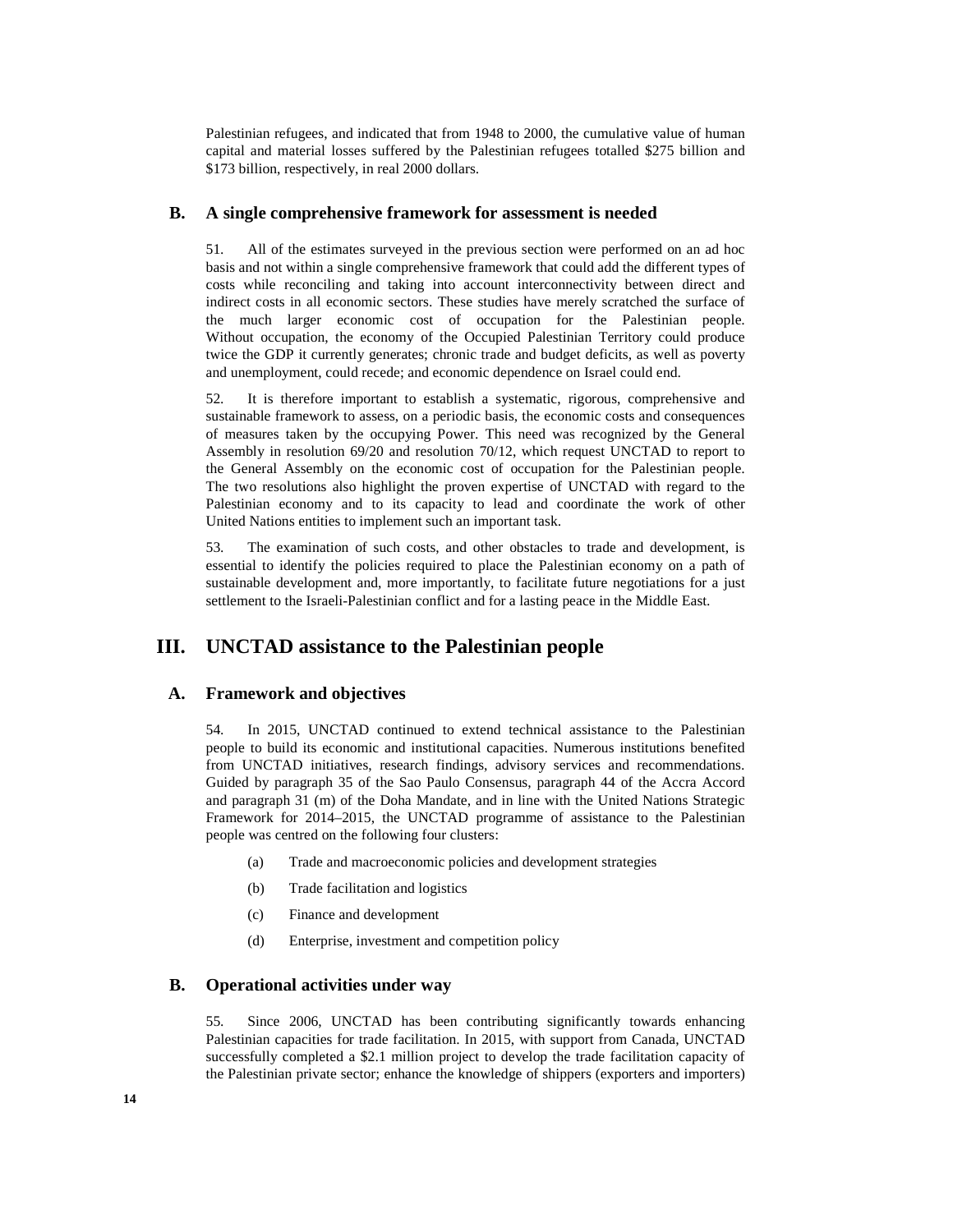Palestinian refugees, and indicated that from 1948 to 2000, the cumulative value of human capital and material losses suffered by the Palestinian refugees totalled $275 billion and $173 billion, respectively, in real 2000 dollars.

## B. A single comprehensive framework for assessment is needed

51. All of the estimates surveyed in the previous section were performed on an ad hoc basis and not within a single comprehensive framework that could add the different types of costs while reconciling and taking into account interconnectivity between direct and indirect costs in all economic sectors. These studies have merely scratched the surface of the much larger economic cost of occupation for the Palestinian people. Without occupation, the economy of the Occupied Palestinian Territory could produce twice the GDP it currently generates; chronic trade and budget deficits, as well as poverty and unemployment, could recede; and economic dependence on Israel could end.

52. It is therefore important to establish a systematic, rigorous, comprehensive and sustainable framework to assess, on a periodic basis, the economic costs and consequences of measures taken by the occupying Power. This need was recognized by the General Assembly in resolution 69/20 and resolution 70/12, which request UNCTAD to report to the General Assembly on the economic cost of occupation for the Palestinian people. The two resolutions also highlight the proven expertise of UNCTAD with regard to the Palestinian economy and to its capacity to lead and coordinate the work of other United Nations entities to implement such an important task.

53. The examination of such costs, and other obstacles to trade and development, is essential to identify the policies required to place the Palestinian economy on a path of sustainable development and, more importantly, to facilitate future negotiations for a just settlement to the Israeli-Palestinian conflict and for a lasting peace in the Middle East.

# III. UNCTAD assistance to the Palestinian people

## A. Framework and objectives

54. In 2015, UNCTAD continued to extend technical assistance to the Palestinian people to build its economic and institutional capacities. Numerous institutions benefited from UNCTAD initiatives, research findings, advisory services and recommendations. Guided by paragraph 35 of the Sao Paulo Consensus, paragraph 44 of the Accra Accord and paragraph 31 (m) of the Doha Mandate, and in line with the United Nations Strategic Framework for 2014–2015, the UNCTAD programme of assistance to the Palestinian people was centred on the following four clusters:

(a) Trade and macroeconomic policies and development strategies

(b) Trade facilitation and logistics

(c) Finance and development

(d) Enterprise, investment and competition policy

## B. Operational activities under way

55. Since 2006, UNCTAD has been contributing significantly towards enhancing Palestinian capacities for trade facilitation. In 2015, with support from Canada, UNCTAD successfully completed a $2.1 million project to develop the trade facilitation capacity of the Palestinian private sector; enhance the knowledge of shippers (exporters and importers)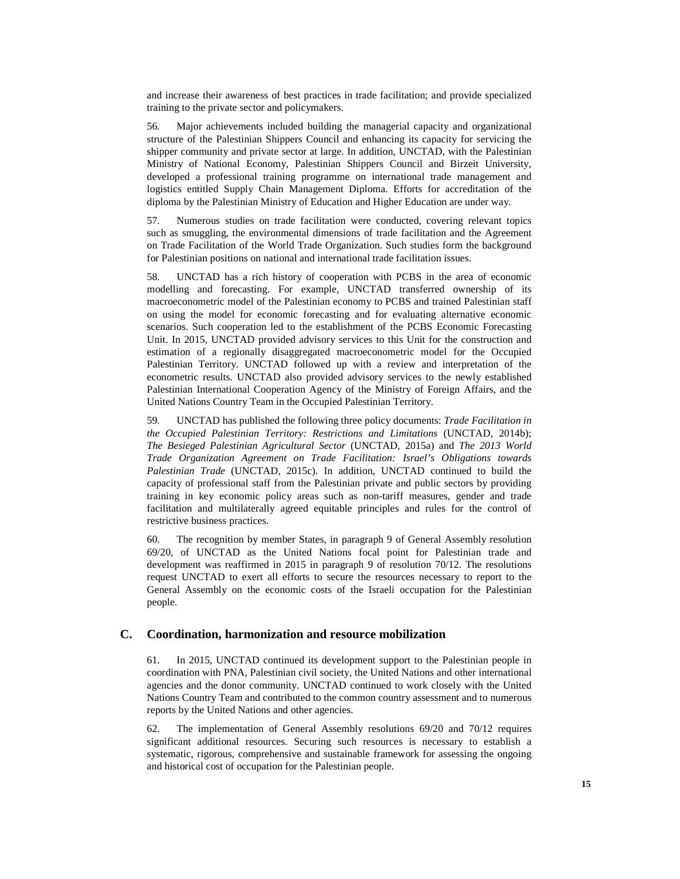and increase their awareness of best practices in trade facilitation; and provide specialized training to the private sector and policymakers.

56. Major achievements included building the managerial capacity and organizational structure of the Palestinian Shippers Council and enhancing its capacity for servicing the shipper community and private sector at large. In addition, UNCTAD, with the Palestinian Ministry of National Economy, Palestinian Shippers Council and Birzeit University, developed a professional training programme on international trade management and logistics entitled Supply Chain Management Diploma. Efforts for accreditation of the diploma by the Palestinian Ministry of Education and Higher Education are under way.

57. Numerous studies on trade facilitation were conducted, covering relevant topics such as smuggling, the environmental dimensions of trade facilitation and the Agreement on Trade Facilitation of the World Trade Organization. Such studies form the background for Palestinian positions on national and international trade facilitation issues.

58. UNCTAD has a rich history of cooperation with PCBS in the area of economic modelling and forecasting. For example, UNCTAD transferred ownership of its macroeconometric model of the Palestinian economy to PCBS and trained Palestinian staff on using the model for economic forecasting and for evaluating alternative economic scenarios. Such cooperation led to the establishment of the PCBS Economic Forecasting Unit. In 2015, UNCTAD provided advisory services to this Unit for the construction and estimation of a regionally disaggregated macroeconometric model for the Occupied Palestinian Territory. UNCTAD followed up with a review and interpretation of the econometric results. UNCTAD also provided advisory services to the newly established Palestinian International Cooperation Agency of the Ministry of Foreign Affairs, and the United Nations Country Team in the Occupied Palestinian Territory.

59. UNCTAD has published the following three policy documents: *Trade Facilitation in the Occupied Palestinian Territory: Restrictions and Limitations* (UNCTAD, 2014b); *The Besieged Palestinian Agricultural Sector* (UNCTAD, 2015a) and *The 2013 World Trade Organization Agreement on Trade Facilitation: Israel's Obligations towards Palestinian Trade* (UNCTAD, 2015c). In addition, UNCTAD continued to build the capacity of professional staff from the Palestinian private and public sectors by providing training in key economic policy areas such as non-tariff measures, gender and trade facilitation and multilaterally agreed equitable principles and rules for the control of restrictive business practices.

60. The recognition by member States, in paragraph 9 of General Assembly resolution 69/20, of UNCTAD as the United Nations focal point for Palestinian trade and development was reaffirmed in 2015 in paragraph 9 of resolution 70/12. The resolutions request UNCTAD to exert all efforts to secure the resources necessary to report to the General Assembly on the economic costs of the Israeli occupation for the Palestinian people.

## C. Coordination, harmonization and resource mobilization

61. In 2015, UNCTAD continued its development support to the Palestinian people in coordination with PNA, Palestinian civil society, the United Nations and other international agencies and the donor community. UNCTAD continued to work closely with the United Nations Country Team and contributed to the common country assessment and to numerous reports by the United Nations and other agencies.

62. The implementation of General Assembly resolutions 69/20 and 70/12 requires significant additional resources. Securing such resources is necessary to establish a systematic, rigorous, comprehensive and sustainable framework for assessing the ongoing and historical cost of occupation for the Palestinian people.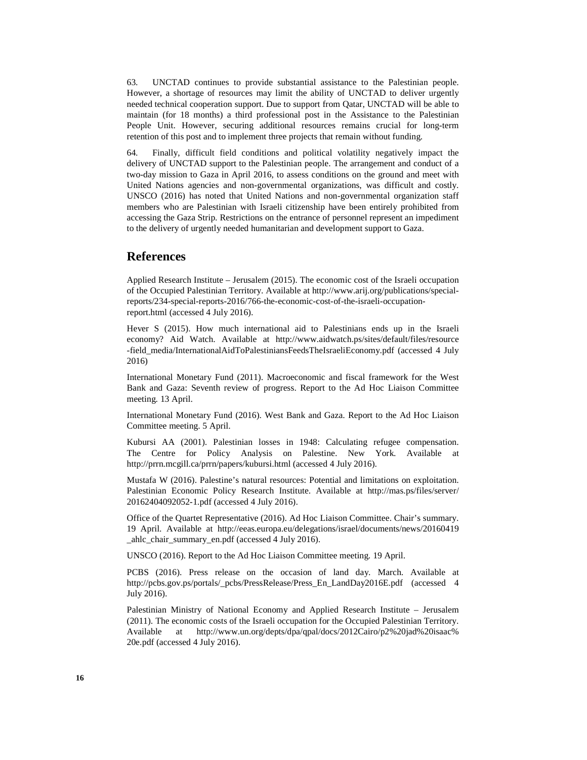63. UNCTAD continues to provide substantial assistance to the Palestinian people. However, a shortage of resources may limit the ability of UNCTAD to deliver urgently needed technical cooperation support. Due to support from Qatar, UNCTAD will be able to maintain (for 18 months) a third professional post in the Assistance to the Palestinian People Unit. However, securing additional resources remains crucial for long-term retention of this post and to implement three projects that remain without funding.

64. Finally, difficult field conditions and political volatility negatively impact the delivery of UNCTAD support to the Palestinian people. The arrangement and conduct of a two-day mission to Gaza in April 2016, to assess conditions on the ground and meet with United Nations agencies and non-governmental organizations, was difficult and costly. UNSCO (2016) has noted that United Nations and non-governmental organization staff members who are Palestinian with Israeli citizenship have been entirely prohibited from accessing the Gaza Strip. Restrictions on the entrance of personnel represent an impediment to the delivery of urgently needed humanitarian and development support to Gaza.

# References

Applied Research Institute – Jerusalem (2015). The economic cost of the Israeli occupation of the Occupied Palestinian Territory. Available at http://www.arij.org/publications/special-reports/234-special-reports-2016/766-the-economic-cost-of-the-israeli-occupation-report.html (accessed 4 July 2016).

Hever S (2015). How much international aid to Palestinians ends up in the Israeli economy? Aid Watch. Available at http://www.aidwatch.ps/sites/default/files/resource-field_media/InternationalAidToPalestiniansFeedsTheIsraeliEconomy.pdf (accessed 4 July 2016)

International Monetary Fund (2011). Macroeconomic and fiscal framework for the West Bank and Gaza: Seventh review of progress. Report to the Ad Hoc Liaison Committee meeting. 13 April.

International Monetary Fund (2016). West Bank and Gaza. Report to the Ad Hoc Liaison Committee meeting. 5 April.

Kubursi AA (2001). Palestinian losses in 1948: Calculating refugee compensation. The Centre for Policy Analysis on Palestine. New York. Available at http://prrn.mcgill.ca/prrn/papers/kubursi.html (accessed 4 July 2016).

Mustafa W (2016). Palestine's natural resources: Potential and limitations on exploitation. Palestinian Economic Policy Research Institute. Available at http://mas.ps/files/server/20162404092052-1.pdf (accessed 4 July 2016).

Office of the Quartet Representative (2016). Ad Hoc Liaison Committee. Chair's summary. 19 April. Available at http://eeas.europa.eu/delegations/israel/documents/news/20160419_ahlc_chair_summary_en.pdf (accessed 4 July 2016).

UNSCO (2016). Report to the Ad Hoc Liaison Committee meeting. 19 April.

PCBS (2016). Press release on the occasion of land day. March. Available at http://pcbs.gov.ps/portals/_pcbs/PressRelease/Press_En_LandDay2016E.pdf (accessed 4 July 2016).

Palestinian Ministry of National Economy and Applied Research Institute – Jerusalem (2011). The economic costs of the Israeli occupation for the Occupied Palestinian Territory. Available at http://www.un.org/depts/dpa/qpal/docs/2012Cairo/p2%20jad%20isaac%20e.pdf (accessed 4 July 2016).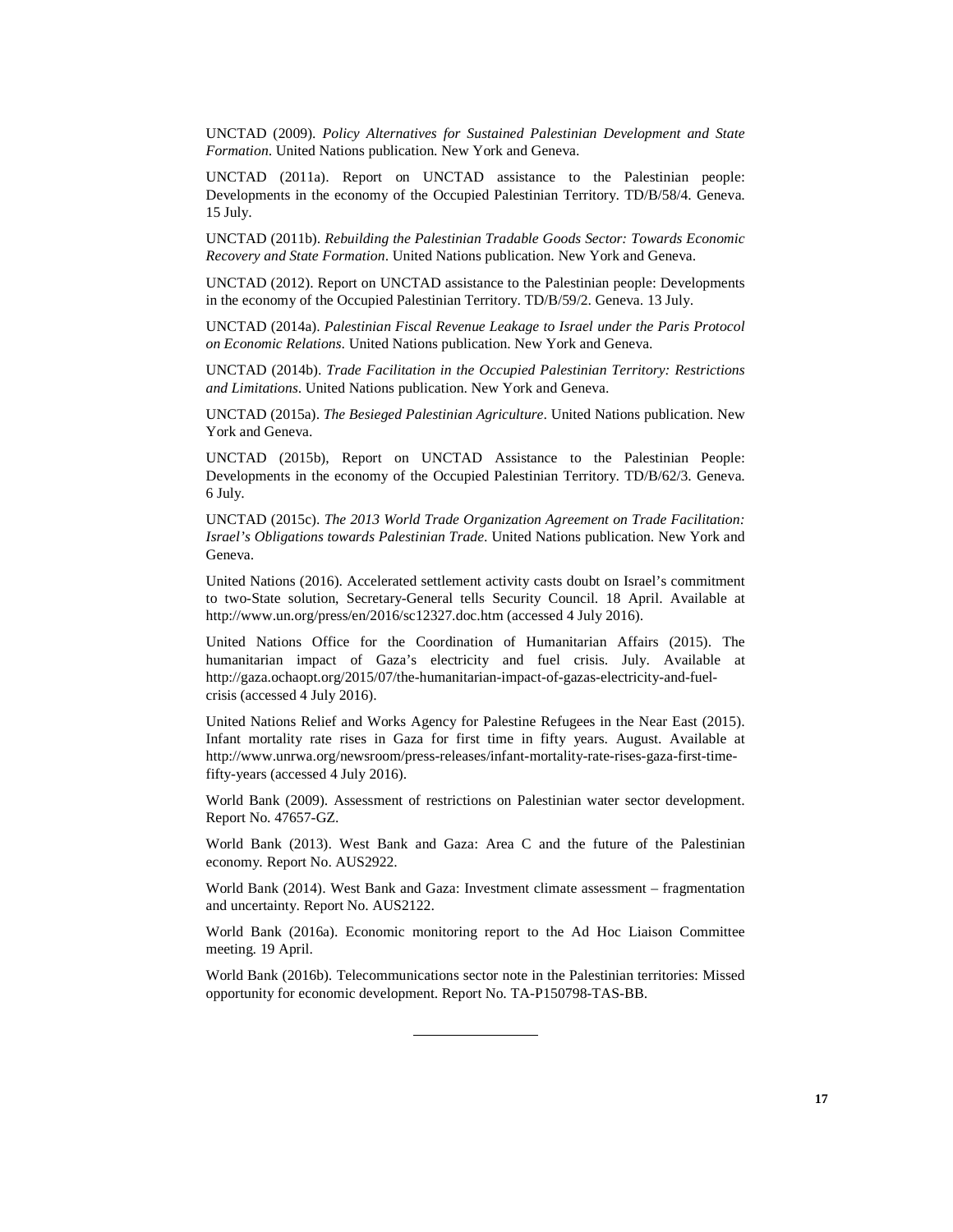UNCTAD (2009). *Policy Alternatives for Sustained Palestinian Development and State Formation*. United Nations publication. New York and Geneva.

UNCTAD (2011a). Report on UNCTAD assistance to the Palestinian people: Developments in the economy of the Occupied Palestinian Territory. TD/B/58/4. Geneva. 15 July.

UNCTAD (2011b). *Rebuilding the Palestinian Tradable Goods Sector: Towards Economic Recovery and State Formation*. United Nations publication. New York and Geneva.

UNCTAD (2012). Report on UNCTAD assistance to the Palestinian people: Developments in the economy of the Occupied Palestinian Territory. TD/B/59/2. Geneva. 13 July.

UNCTAD (2014a). *Palestinian Fiscal Revenue Leakage to Israel under the Paris Protocol on Economic Relations*. United Nations publication. New York and Geneva.

UNCTAD (2014b). *Trade Facilitation in the Occupied Palestinian Territory: Restrictions and Limitations*. United Nations publication. New York and Geneva.

UNCTAD (2015a). *The Besieged Palestinian Agriculture*. United Nations publication. New York and Geneva.

UNCTAD (2015b), Report on UNCTAD Assistance to the Palestinian People: Developments in the economy of the Occupied Palestinian Territory. TD/B/62/3. Geneva. 6 July.

UNCTAD (2015c). *The 2013 World Trade Organization Agreement on Trade Facilitation: Israel's Obligations towards Palestinian Trade*. United Nations publication. New York and Geneva.

United Nations (2016). Accelerated settlement activity casts doubt on Israel's commitment to two-State solution, Secretary-General tells Security Council. 18 April. Available at http://www.un.org/press/en/2016/sc12327.doc.htm (accessed 4 July 2016).

United Nations Office for the Coordination of Humanitarian Affairs (2015). The humanitarian impact of Gaza's electricity and fuel crisis. July. Available at http://gaza.ochaopt.org/2015/07/the-humanitarian-impact-of-gazas-electricity-and-fuel-crisis (accessed 4 July 2016).

United Nations Relief and Works Agency for Palestine Refugees in the Near East (2015). Infant mortality rate rises in Gaza for first time in fifty years. August. Available at http://www.unrwa.org/newsroom/press-releases/infant-mortality-rate-rises-gaza-first-time-fifty-years (accessed 4 July 2016).

World Bank (2009). Assessment of restrictions on Palestinian water sector development. Report No. 47657-GZ.

World Bank (2013). West Bank and Gaza: Area C and the future of the Palestinian economy. Report No. AUS2922.

World Bank (2014). West Bank and Gaza: Investment climate assessment – fragmentation and uncertainty. Report No. AUS2122.

World Bank (2016a). Economic monitoring report to the Ad Hoc Liaison Committee meeting. 19 April.

World Bank (2016b). Telecommunications sector note in the Palestinian territories: Missed opportunity for economic development. Report No. TA-P150798-TAS-BB.